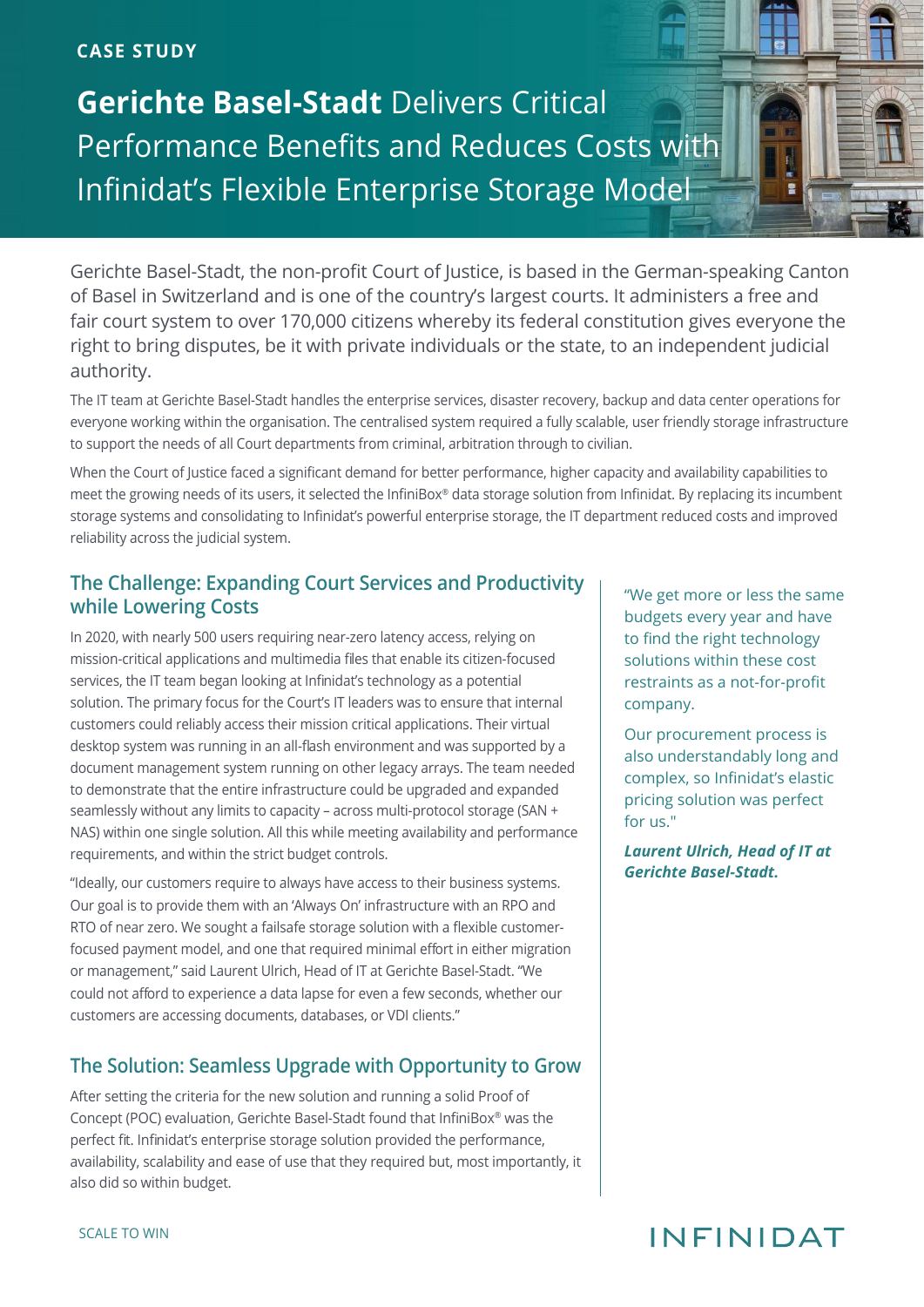CASE STUDY

# **Gerichte Basel-Stadt** Delivers Critical Performance Benefits and Reduces Costs with Infinidat's Flexible Enterprise Storage Model

Gerichte Basel-Stadt, the non-profit Court of Justice, is based in the German-speaking Canton of Basel in Switzerland and is one of the country's largest courts. It administers a free and fair court system to over 170,000 citizens whereby its federal constitution gives everyone the right to bring disputes, be it with private individuals or the state, to an independent judicial authority.

The IT team at Gerichte Basel-Stadt handles the enterprise services, disaster recovery, backup and data center operations for everyone working within the organisation. The centralised system required a fully scalable, user friendly storage infrastructure to support the needs of all Court departments from criminal, arbitration through to civilian.

When the Court of Justice faced a significant demand for better performance, higher capacity and availability capabilities to meet the growing needs of its users, it selected the InfiniBox® data storage solution from Infinidat. By replacing its incumbent storage systems and consolidating to Infinidat's powerful enterprise storage, the IT department reduced costs and improved reliability across the judicial system.

## The Challenge: Expanding Court Services and Productivity while Lowering Costs

In 2020, with nearly 500 users requiring near-zero latency access, relying on mission-critical applications and multimedia files that enable its citizen-focused services, the IT team began looking at Infinidat's technology as a potential solution. The primary focus for the Court's IT leaders was to ensure that internal customers could reliably access their mission critical applications. Their virtual desktop system was running in an all-flash environment and was supported by a document management system running on other legacy arrays. The team needed to demonstrate that the entire infrastructure could be upgraded and expanded seamlessly without any limits to capacity – across multi-protocol storage (SAN + NAS) within one single solution. All this while meeting availability and performance requirements, and within the strict budget controls.

"Ideally, our customers require to always have access to their business systems. Our goal is to provide them with an 'Always On' infrastructure with an RPO and RTO of near zero. We sought a failsafe storage solution with a flexible customer-focused payment model, and one that required minimal effort in either migration or management," said Laurent Ulrich, Head of IT at Gerichte Basel-Stadt. "We could not afford to experience a data lapse for even a few seconds, whether our customers are accessing documents, databases, or VDI clients."

## The Solution: Seamless Upgrade with Opportunity to Grow

After setting the criteria for the new solution and running a solid Proof of Concept (POC) evaluation, Gerichte Basel-Stadt found that InfiniBox® was the perfect fit. Infinidat's enterprise storage solution provided the performance, availability, scalability and ease of use that they required but, most importantly, it also did so within budget.

"We get more or less the same budgets every year and have to find the right technology solutions within these cost restraints as a not-for-profit company.

Our procurement process is also understandably long and complex, so Infinidat's elastic pricing solution was perfect for us."

***Laurent Ulrich, Head of IT at Gerichte Basel-Stadt.***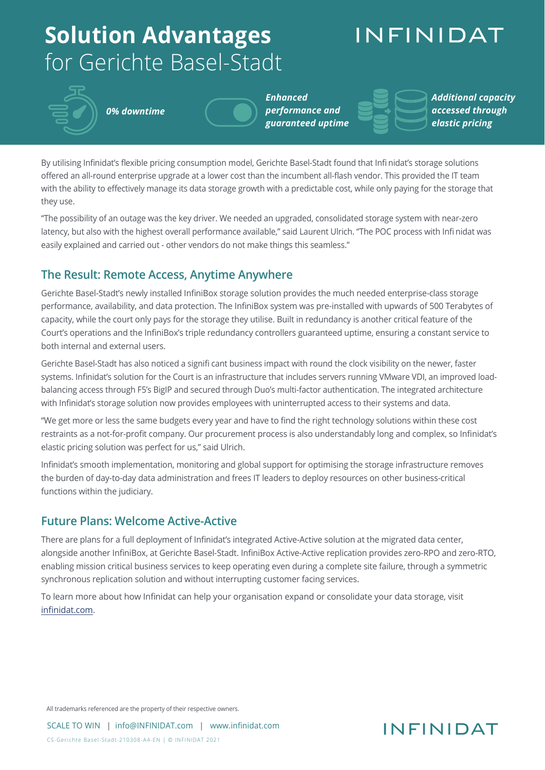# **Solution Advantages** for Gerichte Basel-Stadt

INFINIDAT

***0% downtime***

***Enhanced performance and guaranteed uptime***

***Additional capacity accessed through elastic pricing***

By utilising Infinidat's flexible pricing consumption model, Gerichte Basel-Stadt found that Infinidat's storage solutions offered an all-round enterprise upgrade at a lower cost than the incumbent all-flash vendor. This provided the IT team with the ability to effectively manage its data storage growth with a predictable cost, while only paying for the storage that they use.

"The possibility of an outage was the key driver. We needed an upgraded, consolidated storage system with near-zero latency, but also with the highest overall performance available," said Laurent Ulrich. "The POC process with Infinidat was easily explained and carried out - other vendors do not make things this seamless."

## The Result: Remote Access, Anytime Anywhere

Gerichte Basel-Stadt's newly installed InfiniBox storage solution provides the much needed enterprise-class storage performance, availability, and data protection. The InfiniBox system was pre-installed with upwards of 500 Terabytes of capacity, while the court only pays for the storage they utilise. Built in redundancy is another critical feature of the Court's operations and the InfiniBox's triple redundancy controllers guaranteed uptime, ensuring a constant service to both internal and external users.

Gerichte Basel-Stadt has also noticed a significant business impact with round the clock visibility on the newer, faster systems. Infinidat's solution for the Court is an infrastructure that includes servers running VMware VDI, an improved load-balancing access through F5's BigIP and secured through Duo's multi-factor authentication. The integrated architecture with Infinidat's storage solution now provides employees with uninterrupted access to their systems and data.

"We get more or less the same budgets every year and have to find the right technology solutions within these cost restraints as a not-for-profit company. Our procurement process is also understandably long and complex, so Infinidat's elastic pricing solution was perfect for us," said Ulrich.

Infinidat's smooth implementation, monitoring and global support for optimising the storage infrastructure removes the burden of day-to-day data administration and frees IT leaders to deploy resources on other business-critical functions within the judiciary.

## Future Plans: Welcome Active-Active

There are plans for a full deployment of Infinidat's integrated Active-Active solution at the migrated data center, alongside another InfiniBox, at Gerichte Basel-Stadt. InfiniBox Active-Active replication provides zero-RPO and zero-RTO, enabling mission critical business services to keep operating even during a complete site failure, through a symmetric synchronous replication solution and without interrupting customer facing services.

To learn more about how Infinidat can help your organisation expand or consolidate your data storage, visit infinidat.com.

All trademarks referenced are the property of their respective owners.

SCALE TO WIN | info@INFINIDAT.com | www.infinidat.com

CS-Gerichte Basel-Stadt-210308-A4-EN | © INFINIDAT 2021

INFINIDAT